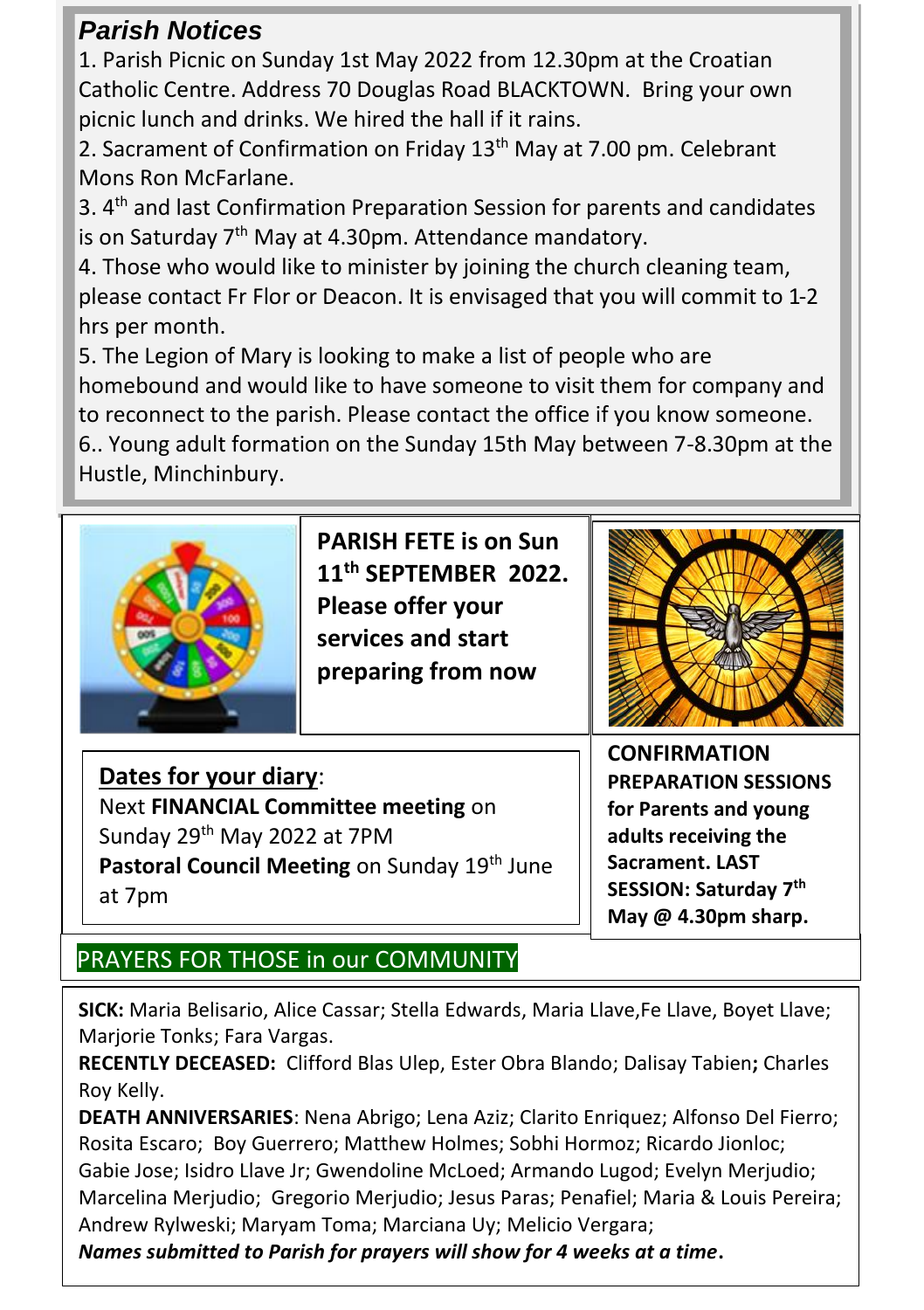## Parish Notices

1. Parish Picnic on Sunday 1st May 2022 from 12.30pm at the Croatian Catholic Centre. Address 70 Douglas Road BLACKTOWN. Bring your own picnic lunch and drinks. We hired the hall if it rains.
2. Sacrament of Confirmation on Friday 13th May at 7.00 pm. Celebrant Mons Ron McFarlane.
3. 4th and last Confirmation Preparation Session for parents and candidates is on Saturday 7th May at 4.30pm. Attendance mandatory.
4. Those who would like to minister by joining the church cleaning team, please contact Fr Flor or Deacon. It is envisaged that you will commit to 1-2 hrs per month.
5. The Legion of Mary is looking to make a list of people who are homebound and would like to have someone to visit them for company and to reconnect to the parish. Please contact the office if you know someone.
6.. Young adult formation on the Sunday 15th May between 7-8.30pm at the Hustle, Minchinbury.

**PARISH FETE is on Sun 11th SEPTEMBER 2022. Please offer your services and start preparing from now**

**Dates for your diary**:
Next **FINANCIAL Committee meeting** on Sunday 29th May 2022 at 7PM
**Pastoral Council Meeting** on Sunday 19th June at 7pm

**CONFIRMATION PREPARATION SESSIONS for Parents and young adults receiving the Sacrament. LAST SESSION: Saturday 7th May @ 4.30pm sharp.**

## PRAYERS FOR THOSE in our COMMUNITY

**SICK:** Maria Belisario, Alice Cassar; Stella Edwards, Maria Llave,Fe Llave, Boyet Llave; Marjorie Tonks; Fara Vargas.

**RECENTLY DECEASED:** Clifford Blas Ulep, Ester Obra Blando; Dalisay Tabien**;** Charles Roy Kelly.

**DEATH ANNIVERSARIES**: Nena Abrigo; Lena Aziz; Clarito Enriquez; Alfonso Del Fierro; Rosita Escaro; Boy Guerrero; Matthew Holmes; Sobhi Hormoz; Ricardo Jionloc; Gabie Jose; Isidro Llave Jr; Gwendoline McLoed; Armando Lugod; Evelyn Merjudio; Marcelina Merjudio; Gregorio Merjudio; Jesus Paras; Penafiel; Maria & Louis Pereira; Andrew Rylweski; Maryam Toma; Marciana Uy; Melicio Vergara;

***Names submitted to Parish for prayers will show for 4 weeks at a time.***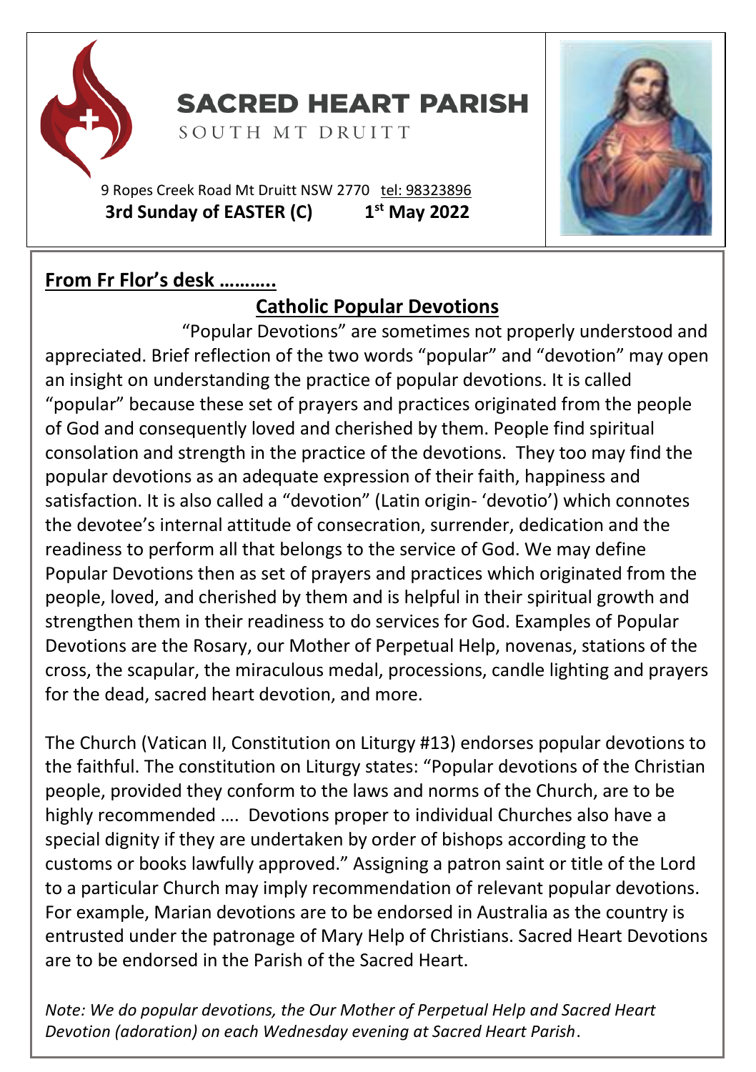# SACRED HEART PARISH

SOUTH MT DRUITT

9 Ropes Creek Road Mt Druitt NSW 2770 tel: 98323896

**3rd Sunday of EASTER (C) 1st May 2022**

## From Fr Flor's desk ………..

### Catholic Popular Devotions

"Popular Devotions" are sometimes not properly understood and appreciated. Brief reflection of the two words "popular" and "devotion" may open an insight on understanding the practice of popular devotions. It is called "popular" because these set of prayers and practices originated from the people of God and consequently loved and cherished by them. People find spiritual consolation and strength in the practice of the devotions. They too may find the popular devotions as an adequate expression of their faith, happiness and satisfaction. It is also called a "devotion" (Latin origin- 'devotio') which connotes the devotee's internal attitude of consecration, surrender, dedication and the readiness to perform all that belongs to the service of God. We may define Popular Devotions then as set of prayers and practices which originated from the people, loved, and cherished by them and is helpful in their spiritual growth and strengthen them in their readiness to do services for God. Examples of Popular Devotions are the Rosary, our Mother of Perpetual Help, novenas, stations of the cross, the scapular, the miraculous medal, processions, candle lighting and prayers for the dead, sacred heart devotion, and more.

The Church (Vatican II, Constitution on Liturgy #13) endorses popular devotions to the faithful. The constitution on Liturgy states: "Popular devotions of the Christian people, provided they conform to the laws and norms of the Church, are to be highly recommended …. Devotions proper to individual Churches also have a special dignity if they are undertaken by order of bishops according to the customs or books lawfully approved." Assigning a patron saint or title of the Lord to a particular Church may imply recommendation of relevant popular devotions. For example, Marian devotions are to be endorsed in Australia as the country is entrusted under the patronage of Mary Help of Christians. Sacred Heart Devotions are to be endorsed in the Parish of the Sacred Heart.

*Note: We do popular devotions, the Our Mother of Perpetual Help and Sacred Heart Devotion (adoration) on each Wednesday evening at Sacred Heart Parish*.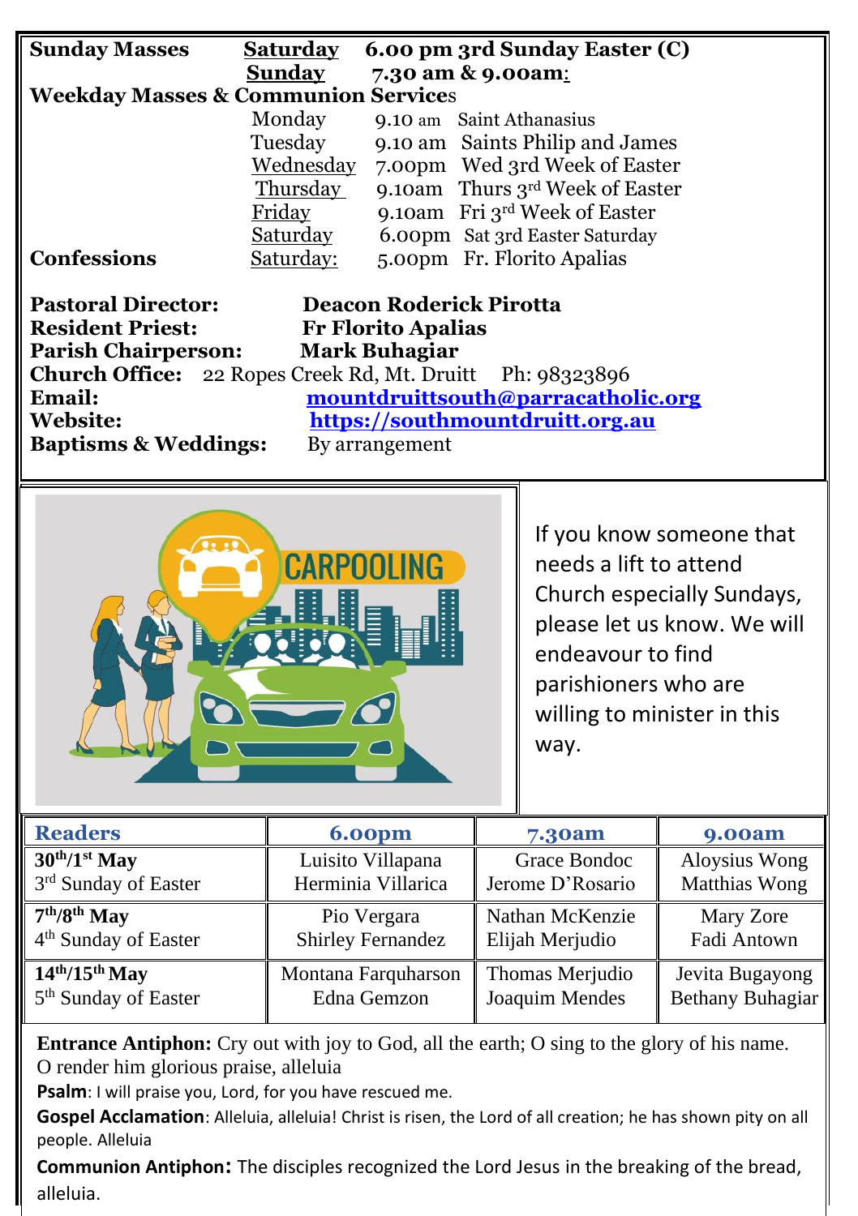| **Sunday Masses** | **Saturday** | **6.00 pm 3rd Sunday Easter (C)** |
|---|---|---|
| | **Sunday** | **7.30 am & 9.00am:** |

**Weekday Masses & Communion Services**

| | | |
|---|---|---|
| Monday | 9.10 am | Saint Athanasius |
| Tuesday | 9.10 am | Saints Philip and James |
| Wednesday | 7.00pm | Wed 3rd Week of Easter |
| Thursday | 9.10am | Thurs 3rd Week of Easter |
| Friday | 9.10am | Fri 3rd Week of Easter |
| Saturday | 6.00pm | Sat 3rd Easter Saturday |

**Confessions** Saturday: 5.00pm Fr. Florito Apalias

**Pastoral Director:** Deacon Roderick Pirotta
**Resident Priest:** Fr Florito Apalias
**Parish Chairperson:** Mark Buhagiar
**Church Office:** 22 Ropes Creek Rd, Mt. Druitt Ph: 98323896
**Email:** mountdruittsouth@parracatholic.org
**Website:** https://southmountdruitt.org.au
**Baptisms & Weddings:** By arrangement

CARPOOLING

If you know someone that needs a lift to attend Church especially Sundays, please let us know. We will endeavour to find parishioners who are willing to minister in this way.

| **Readers** | **6.00pm** | **7.30am** | **9.00am** |
|---|---|---|---|
| **30th/1st May** 3rd Sunday of Easter | Luisito Villapana, Herminia Villarica | Grace Bondoc, Jerome D'Rosario | Aloysius Wong, Matthias Wong |
| **7th/8th May** 4th Sunday of Easter | Pio Vergara, Shirley Fernandez | Nathan McKenzie, Elijah Merjudio | Mary Zore, Fadi Antown |
| **14th/15th May** 5th Sunday of Easter | Montana Farquharson, Edna Gemzon | Thomas Merjudio, Joaquim Mendes | Jevita Bugayong, Bethany Buhagiar |

**Entrance Antiphon:** Cry out with joy to God, all the earth; O sing to the glory of his name. O render him glorious praise, alleluia

**Psalm**: I will praise you, Lord, for you have rescued me.

**Gospel Acclamation**: Alleluia, alleluia! Christ is risen, the Lord of all creation; he has shown pity on all people. Alleluia

**Communion Antiphon:** The disciples recognized the Lord Jesus in the breaking of the bread, alleluia.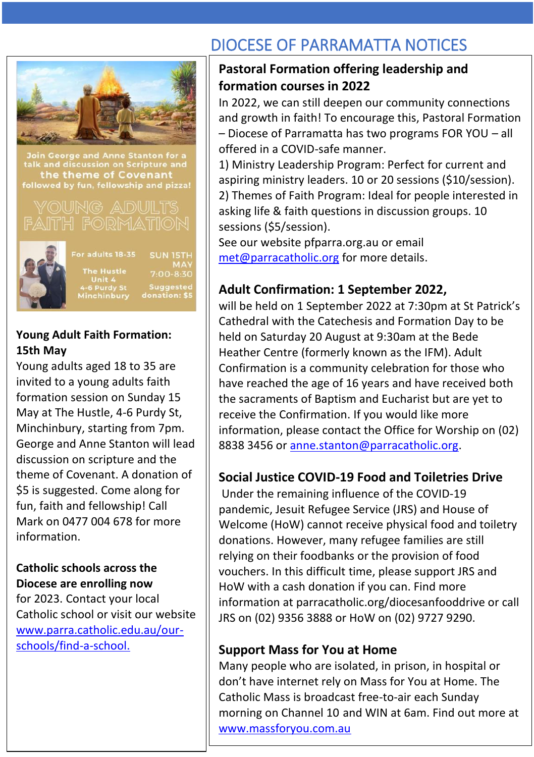# DIOCESE OF PARRAMATTA NOTICES

Join George and Anne Stanton for a talk and discussion on Scripture and the theme of Covenant followed by fun, fellowship and pizza!

YOUNG ADULTS FAITH FORMATION

For adults 18-35

The Hustle
Unit 4
4-6 Purdy St
Minchinbury

SUN 15TH MAY
7:00-8:30

Suggested donation: $5

**Young Adult Faith Formation: 15th May**

Young adults aged 18 to 35 are invited to a young adults faith formation session on Sunday 15 May at The Hustle, 4-6 Purdy St, Minchinbury, starting from 7pm. George and Anne Stanton will lead discussion on scripture and the theme of Covenant. A donation of $5 is suggested. Come along for fun, faith and fellowship! Call Mark on 0477 004 678 for more information.

**Catholic schools across the Diocese are enrolling now** for 2023. Contact your local Catholic school or visit our website [www.parra.catholic.edu.au/our-schools/find-a-school.](www.parra.catholic.edu.au/our-schools/find-a-school.)

**Pastoral Formation offering leadership and formation courses in 2022**

In 2022, we can still deepen our community connections and growth in faith! To encourage this, Pastoral Formation – Diocese of Parramatta has two programs FOR YOU – all offered in a COVID-safe manner.

1) Ministry Leadership Program: Perfect for current and aspiring ministry leaders. 10 or 20 sessions ($10/session).
2) Themes of Faith Program: Ideal for people interested in asking life & faith questions in discussion groups. 10 sessions ($5/session).

See our website pfparra.org.au or email [met@parracatholic.org](mailto:met@parracatholic.org) for more details.

**Adult Confirmation: 1 September 2022,**

will be held on 1 September 2022 at 7:30pm at St Patrick's Cathedral with the Catechesis and Formation Day to be held on Saturday 20 August at 9:30am at the Bede Heather Centre (formerly known as the IFM). Adult Confirmation is a community celebration for those who have reached the age of 16 years and have received both the sacraments of Baptism and Eucharist but are yet to receive the Confirmation. If you would like more information, please contact the Office for Worship on (02) 8838 3456 or [anne.stanton@parracatholic.org](mailto:anne.stanton@parracatholic.org).

**Social Justice COVID-19 Food and Toiletries Drive**

Under the remaining influence of the COVID-19 pandemic, Jesuit Refugee Service (JRS) and House of Welcome (HoW) cannot receive physical food and toiletry donations. However, many refugee families are still relying on their foodbanks or the provision of food vouchers. In this difficult time, please support JRS and HoW with a cash donation if you can. Find more information at parracatholic.org/diocesanfooddrive or call JRS on (02) 9356 3888 or HoW on (02) 9727 9290.

**Support Mass for You at Home**

Many people who are isolated, in prison, in hospital or don't have internet rely on Mass for You at Home. The Catholic Mass is broadcast free-to-air each Sunday morning on Channel 10 and WIN at 6am. Find out more at [www.massforyou.com.au](www.massforyou.com.au)